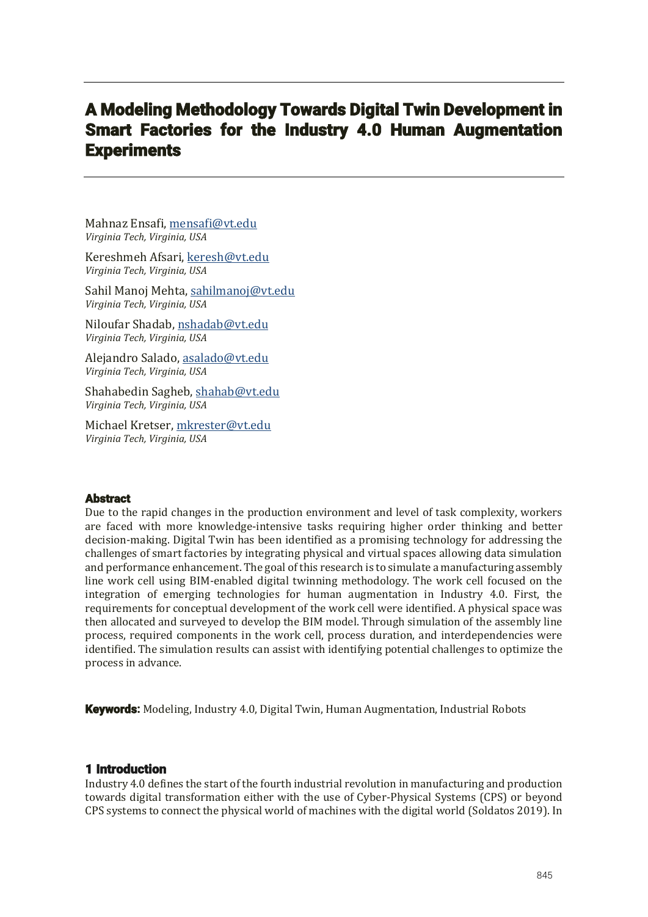# A Modeling Methodology Towards Digital Twin Development in Smart Factories for the Industry 4.0 Human Augmentation Experiments

Mahnaz Ensafi, mensafi@vt.edu
*Virginia Tech, Virginia, USA*

Kereshmeh Afsari, keresh@vt.edu
*Virginia Tech, Virginia, USA*

Sahil Manoj Mehta, sahilmanoj@vt.edu
*Virginia Tech, Virginia, USA*

Niloufar Shadab, nshadab@vt.edu
*Virginia Tech, Virginia, USA*

Alejandro Salado, asalado@vt.edu
*Virginia Tech, Virginia, USA*

Shahabedin Sagheb, shahab@vt.edu
*Virginia Tech, Virginia, USA*

Michael Kretser, mkrester@vt.edu
*Virginia Tech, Virginia, USA*

## Abstract

Due to the rapid changes in the production environment and level of task complexity, workers are faced with more knowledge-intensive tasks requiring higher order thinking and better decision-making. Digital Twin has been identified as a promising technology for addressing the challenges of smart factories by integrating physical and virtual spaces allowing data simulation and performance enhancement. The goal of this research is to simulate a manufacturing assembly line work cell using BIM-enabled digital twinning methodology. The work cell focused on the integration of emerging technologies for human augmentation in Industry 4.0. First, the requirements for conceptual development of the work cell were identified. A physical space was then allocated and surveyed to develop the BIM model. Through simulation of the assembly line process, required components in the work cell, process duration, and interdependencies were identified. The simulation results can assist with identifying potential challenges to optimize the process in advance.

**Keywords:** Modeling, Industry 4.0, Digital Twin, Human Augmentation, Industrial Robots

## 1 Introduction

Industry 4.0 defines the start of the fourth industrial revolution in manufacturing and production towards digital transformation either with the use of Cyber-Physical Systems (CPS) or beyond CPS systems to connect the physical world of machines with the digital world (Soldatos 2019). In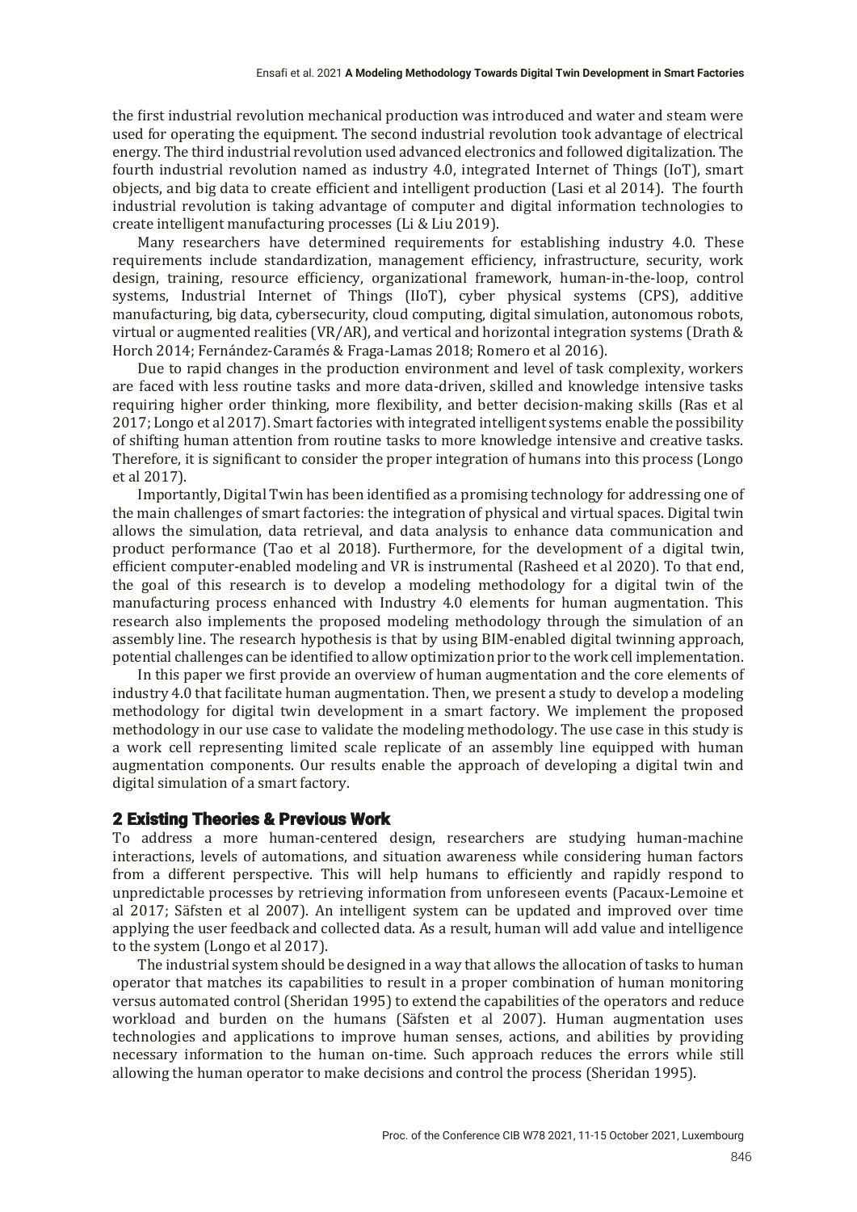the first industrial revolution mechanical production was introduced and water and steam were used for operating the equipment. The second industrial revolution took advantage of electrical energy. The third industrial revolution used advanced electronics and followed digitalization. The fourth industrial revolution named as industry 4.0, integrated Internet of Things (IoT), smart objects, and big data to create efficient and intelligent production (Lasi et al 2014). The fourth industrial revolution is taking advantage of computer and digital information technologies to create intelligent manufacturing processes (Li & Liu 2019).

Many researchers have determined requirements for establishing industry 4.0. These requirements include standardization, management efficiency, infrastructure, security, work design, training, resource efficiency, organizational framework, human-in-the-loop, control systems, Industrial Internet of Things (IIoT), cyber physical systems (CPS), additive manufacturing, big data, cybersecurity, cloud computing, digital simulation, autonomous robots, virtual or augmented realities (VR/AR), and vertical and horizontal integration systems (Drath & Horch 2014; Fernández-Caramés & Fraga-Lamas 2018; Romero et al 2016).

Due to rapid changes in the production environment and level of task complexity, workers are faced with less routine tasks and more data-driven, skilled and knowledge intensive tasks requiring higher order thinking, more flexibility, and better decision-making skills (Ras et al 2017; Longo et al 2017). Smart factories with integrated intelligent systems enable the possibility of shifting human attention from routine tasks to more knowledge intensive and creative tasks. Therefore, it is significant to consider the proper integration of humans into this process (Longo et al 2017).

Importantly, Digital Twin has been identified as a promising technology for addressing one of the main challenges of smart factories: the integration of physical and virtual spaces. Digital twin allows the simulation, data retrieval, and data analysis to enhance data communication and product performance (Tao et al 2018). Furthermore, for the development of a digital twin, efficient computer-enabled modeling and VR is instrumental (Rasheed et al 2020). To that end, the goal of this research is to develop a modeling methodology for a digital twin of the manufacturing process enhanced with Industry 4.0 elements for human augmentation. This research also implements the proposed modeling methodology through the simulation of an assembly line. The research hypothesis is that by using BIM-enabled digital twinning approach, potential challenges can be identified to allow optimization prior to the work cell implementation.

In this paper we first provide an overview of human augmentation and the core elements of industry 4.0 that facilitate human augmentation. Then, we present a study to develop a modeling methodology for digital twin development in a smart factory. We implement the proposed methodology in our use case to validate the modeling methodology. The use case in this study is a work cell representing limited scale replicate of an assembly line equipped with human augmentation components. Our results enable the approach of developing a digital twin and digital simulation of a smart factory.

## 2 Existing Theories & Previous Work

To address a more human-centered design, researchers are studying human-machine interactions, levels of automations, and situation awareness while considering human factors from a different perspective. This will help humans to efficiently and rapidly respond to unpredictable processes by retrieving information from unforeseen events (Pacaux-Lemoine et al 2017; Säfsten et al 2007). An intelligent system can be updated and improved over time applying the user feedback and collected data. As a result, human will add value and intelligence to the system (Longo et al 2017).

The industrial system should be designed in a way that allows the allocation of tasks to human operator that matches its capabilities to result in a proper combination of human monitoring versus automated control (Sheridan 1995) to extend the capabilities of the operators and reduce workload and burden on the humans (Säfsten et al 2007). Human augmentation uses technologies and applications to improve human senses, actions, and abilities by providing necessary information to the human on-time. Such approach reduces the errors while still allowing the human operator to make decisions and control the process (Sheridan 1995).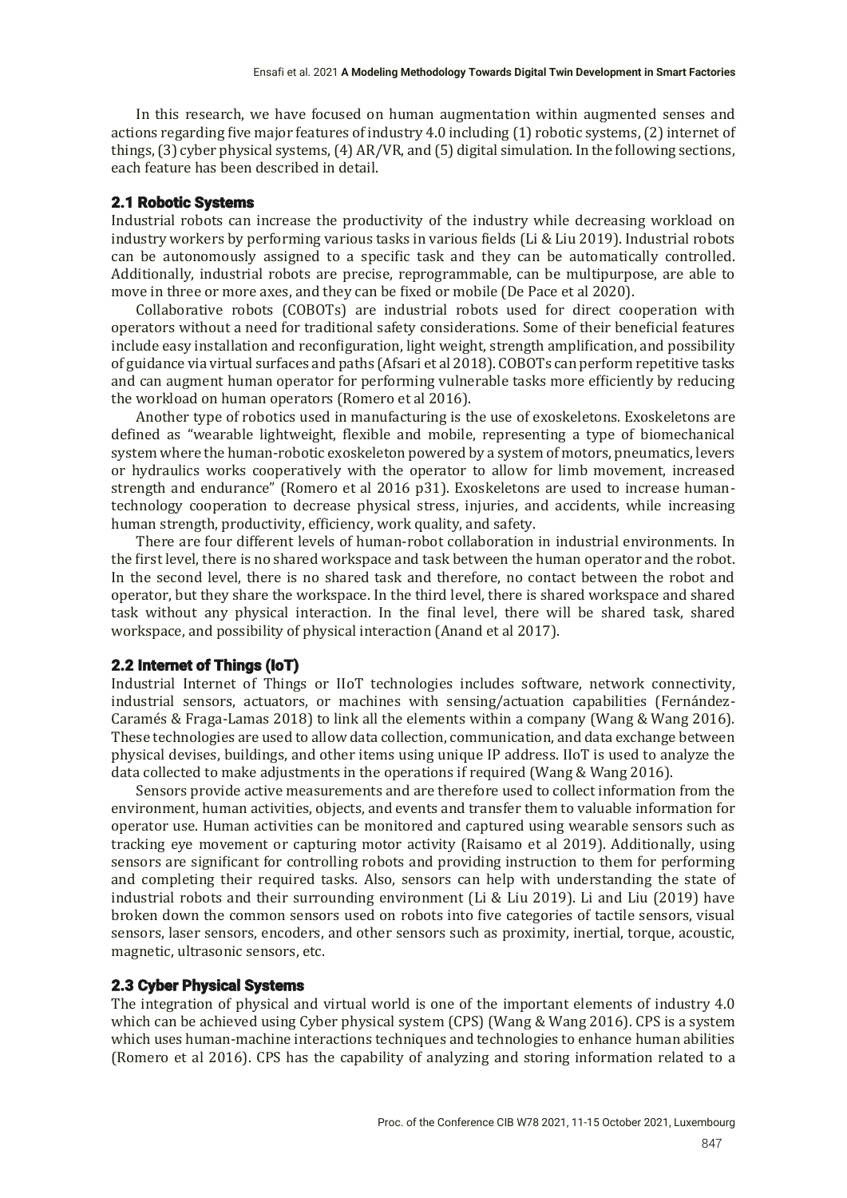In this research, we have focused on human augmentation within augmented senses and actions regarding five major features of industry 4.0 including (1) robotic systems, (2) internet of things, (3) cyber physical systems, (4) AR/VR, and (5) digital simulation. In the following sections, each feature has been described in detail.

## 2.1 Robotic Systems

Industrial robots can increase the productivity of the industry while decreasing workload on industry workers by performing various tasks in various fields (Li & Liu 2019). Industrial robots can be autonomously assigned to a specific task and they can be automatically controlled. Additionally, industrial robots are precise, reprogrammable, can be multipurpose, are able to move in three or more axes, and they can be fixed or mobile (De Pace et al 2020).

Collaborative robots (COBOTs) are industrial robots used for direct cooperation with operators without a need for traditional safety considerations. Some of their beneficial features include easy installation and reconfiguration, light weight, strength amplification, and possibility of guidance via virtual surfaces and paths (Afsari et al 2018). COBOTs can perform repetitive tasks and can augment human operator for performing vulnerable tasks more efficiently by reducing the workload on human operators (Romero et al 2016).

Another type of robotics used in manufacturing is the use of exoskeletons. Exoskeletons are defined as "wearable lightweight, flexible and mobile, representing a type of biomechanical system where the human-robotic exoskeleton powered by a system of motors, pneumatics, levers or hydraulics works cooperatively with the operator to allow for limb movement, increased strength and endurance" (Romero et al 2016 p31). Exoskeletons are used to increase human-technology cooperation to decrease physical stress, injuries, and accidents, while increasing human strength, productivity, efficiency, work quality, and safety.

There are four different levels of human-robot collaboration in industrial environments. In the first level, there is no shared workspace and task between the human operator and the robot. In the second level, there is no shared task and therefore, no contact between the robot and operator, but they share the workspace. In the third level, there is shared workspace and shared task without any physical interaction. In the final level, there will be shared task, shared workspace, and possibility of physical interaction (Anand et al 2017).

## 2.2 Internet of Things (IoT)

Industrial Internet of Things or IIoT technologies includes software, network connectivity, industrial sensors, actuators, or machines with sensing/actuation capabilities (Fernández-Caramés & Fraga-Lamas 2018) to link all the elements within a company (Wang & Wang 2016). These technologies are used to allow data collection, communication, and data exchange between physical devises, buildings, and other items using unique IP address. IIoT is used to analyze the data collected to make adjustments in the operations if required (Wang & Wang 2016).

Sensors provide active measurements and are therefore used to collect information from the environment, human activities, objects, and events and transfer them to valuable information for operator use. Human activities can be monitored and captured using wearable sensors such as tracking eye movement or capturing motor activity (Raisamo et al 2019). Additionally, using sensors are significant for controlling robots and providing instruction to them for performing and completing their required tasks. Also, sensors can help with understanding the state of industrial robots and their surrounding environment (Li & Liu 2019). Li and Liu (2019) have broken down the common sensors used on robots into five categories of tactile sensors, visual sensors, laser sensors, encoders, and other sensors such as proximity, inertial, torque, acoustic, magnetic, ultrasonic sensors, etc.

## 2.3 Cyber Physical Systems

The integration of physical and virtual world is one of the important elements of industry 4.0 which can be achieved using Cyber physical system (CPS) (Wang & Wang 2016). CPS is a system which uses human-machine interactions techniques and technologies to enhance human abilities (Romero et al 2016). CPS has the capability of analyzing and storing information related to a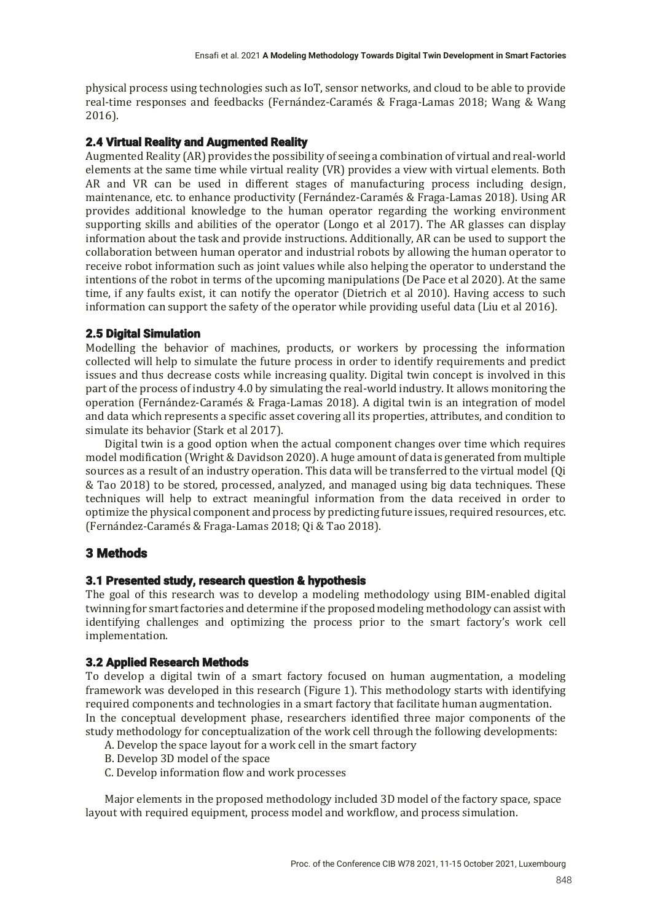physical process using technologies such as IoT, sensor networks, and cloud to be able to provide real-time responses and feedbacks (Fernández-Caramés & Fraga-Lamas 2018; Wang & Wang 2016).

### 2.4 Virtual Reality and Augmented Reality

Augmented Reality (AR) provides the possibility of seeing a combination of virtual and real-world elements at the same time while virtual reality (VR) provides a view with virtual elements. Both AR and VR can be used in different stages of manufacturing process including design, maintenance, etc. to enhance productivity (Fernández-Caramés & Fraga-Lamas 2018). Using AR provides additional knowledge to the human operator regarding the working environment supporting skills and abilities of the operator (Longo et al 2017). The AR glasses can display information about the task and provide instructions. Additionally, AR can be used to support the collaboration between human operator and industrial robots by allowing the human operator to receive robot information such as joint values while also helping the operator to understand the intentions of the robot in terms of the upcoming manipulations (De Pace et al 2020). At the same time, if any faults exist, it can notify the operator (Dietrich et al 2010). Having access to such information can support the safety of the operator while providing useful data (Liu et al 2016).

### 2.5 Digital Simulation

Modelling the behavior of machines, products, or workers by processing the information collected will help to simulate the future process in order to identify requirements and predict issues and thus decrease costs while increasing quality. Digital twin concept is involved in this part of the process of industry 4.0 by simulating the real-world industry. It allows monitoring the operation (Fernández-Caramés & Fraga-Lamas 2018). A digital twin is an integration of model and data which represents a specific asset covering all its properties, attributes, and condition to simulate its behavior (Stark et al 2017).

Digital twin is a good option when the actual component changes over time which requires model modification (Wright & Davidson 2020). A huge amount of data is generated from multiple sources as a result of an industry operation. This data will be transferred to the virtual model (Qi & Tao 2018) to be stored, processed, analyzed, and managed using big data techniques. These techniques will help to extract meaningful information from the data received in order to optimize the physical component and process by predicting future issues, required resources, etc. (Fernández-Caramés & Fraga-Lamas 2018; Qi & Tao 2018).

## 3 Methods

### 3.1 Presented study, research question & hypothesis

The goal of this research was to develop a modeling methodology using BIM-enabled digital twinning for smart factories and determine if the proposed modeling methodology can assist with identifying challenges and optimizing the process prior to the smart factory's work cell implementation.

### 3.2 Applied Research Methods

To develop a digital twin of a smart factory focused on human augmentation, a modeling framework was developed in this research (Figure 1). This methodology starts with identifying required components and technologies in a smart factory that facilitate human augmentation. In the conceptual development phase, researchers identified three major components of the study methodology for conceptualization of the work cell through the following developments:

A. Develop the space layout for a work cell in the smart factory
B. Develop 3D model of the space
C. Develop information flow and work processes

Major elements in the proposed methodology included 3D model of the factory space, space layout with required equipment, process model and workflow, and process simulation.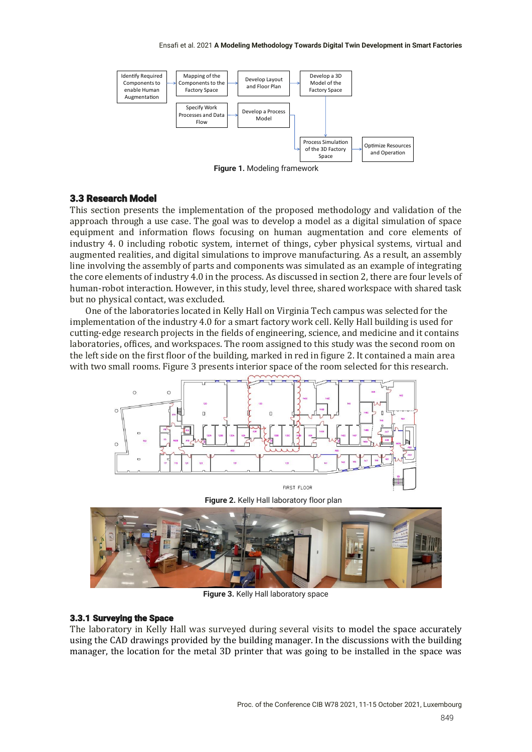Figure 1. Modeling framework

### 3.3 Research Model

This section presents the implementation of the proposed methodology and validation of the approach through a use case. The goal was to develop a model as a digital simulation of space equipment and information flows focusing on human augmentation and core elements of industry 4. 0 including robotic system, internet of things, cyber physical systems, virtual and augmented realities, and digital simulations to improve manufacturing. As a result, an assembly line involving the assembly of parts and components was simulated as an example of integrating the core elements of industry 4.0 in the process. As discussed in section 2, there are four levels of human-robot interaction. However, in this study, level three, shared workspace with shared task but no physical contact, was excluded.

One of the laboratories located in Kelly Hall on Virginia Tech campus was selected for the implementation of the industry 4.0 for a smart factory work cell. Kelly Hall building is used for cutting-edge research projects in the fields of engineering, science, and medicine and it contains laboratories, offices, and workspaces. The room assigned to this study was the second room on the left side on the first floor of the building, marked in red in figure 2. It contained a main area with two small rooms. Figure 3 presents interior space of the room selected for this research.

Figure 2. Kelly Hall laboratory floor plan

Figure 3. Kelly Hall laboratory space

#### 3.3.1 Surveying the Space

The laboratory in Kelly Hall was surveyed during several visits to model the space accurately using the CAD drawings provided by the building manager. In the discussions with the building manager, the location for the metal 3D printer that was going to be installed in the space was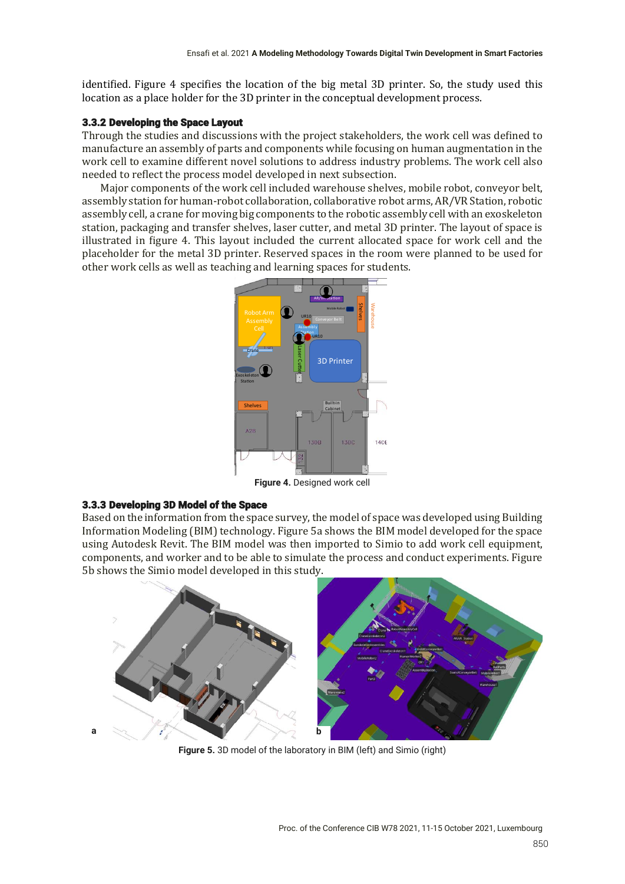identified. Figure 4 specifies the location of the big metal 3D printer. So, the study used this location as a place holder for the 3D printer in the conceptual development process.

### 3.3.2 Developing the Space Layout

Through the studies and discussions with the project stakeholders, the work cell was defined to manufacture an assembly of parts and components while focusing on human augmentation in the work cell to examine different novel solutions to address industry problems. The work cell also needed to reflect the process model developed in next subsection.

Major components of the work cell included warehouse shelves, mobile robot, conveyor belt, assembly station for human-robot collaboration, collaborative robot arms, AR/VR Station, robotic assembly cell, a crane for moving big components to the robotic assembly cell with an exoskeleton station, packaging and transfer shelves, laser cutter, and metal 3D printer. The layout of space is illustrated in figure 4. This layout included the current allocated space for work cell and the placeholder for the metal 3D printer. Reserved spaces in the room were planned to be used for other work cells as well as teaching and learning spaces for students.

**Figure 4.** Designed work cell

### 3.3.3 Developing 3D Model of the Space

Based on the information from the space survey, the model of space was developed using Building Information Modeling (BIM) technology. Figure 5a shows the BIM model developed for the space using Autodesk Revit. The BIM model was then imported to Simio to add work cell equipment, components, and worker and to be able to simulate the process and conduct experiments. Figure 5b shows the Simio model developed in this study.

**Figure 5.** 3D model of the laboratory in BIM (left) and Simio (right)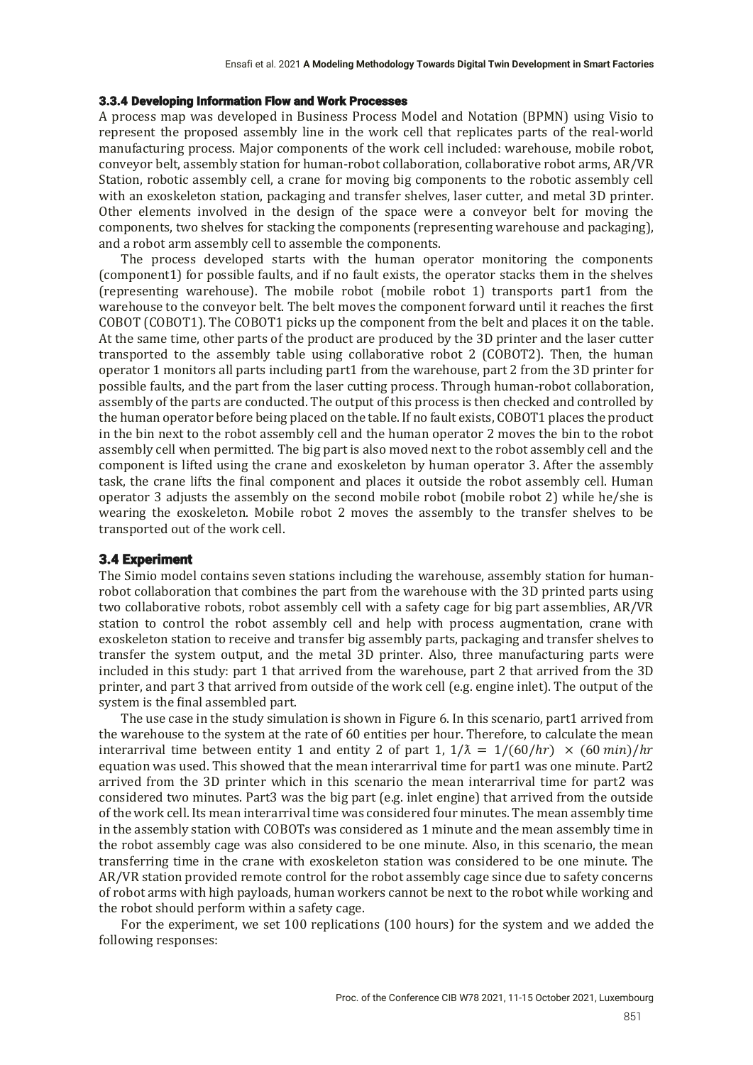### 3.3.4 Developing Information Flow and Work Processes

A process map was developed in Business Process Model and Notation (BPMN) using Visio to represent the proposed assembly line in the work cell that replicates parts of the real-world manufacturing process. Major components of the work cell included: warehouse, mobile robot, conveyor belt, assembly station for human-robot collaboration, collaborative robot arms, AR/VR Station, robotic assembly cell, a crane for moving big components to the robotic assembly cell with an exoskeleton station, packaging and transfer shelves, laser cutter, and metal 3D printer. Other elements involved in the design of the space were a conveyor belt for moving the components, two shelves for stacking the components (representing warehouse and packaging), and a robot arm assembly cell to assemble the components.

The process developed starts with the human operator monitoring the components (component1) for possible faults, and if no fault exists, the operator stacks them in the shelves (representing warehouse). The mobile robot (mobile robot 1) transports part1 from the warehouse to the conveyor belt. The belt moves the component forward until it reaches the first COBOT (COBOT1). The COBOT1 picks up the component from the belt and places it on the table. At the same time, other parts of the product are produced by the 3D printer and the laser cutter transported to the assembly table using collaborative robot 2 (COBOT2). Then, the human operator 1 monitors all parts including part1 from the warehouse, part 2 from the 3D printer for possible faults, and the part from the laser cutting process. Through human-robot collaboration, assembly of the parts are conducted. The output of this process is then checked and controlled by the human operator before being placed on the table. If no fault exists, COBOT1 places the product in the bin next to the robot assembly cell and the human operator 2 moves the bin to the robot assembly cell when permitted. The big part is also moved next to the robot assembly cell and the component is lifted using the crane and exoskeleton by human operator 3. After the assembly task, the crane lifts the final component and places it outside the robot assembly cell. Human operator 3 adjusts the assembly on the second mobile robot (mobile robot 2) while he/she is wearing the exoskeleton. Mobile robot 2 moves the assembly to the transfer shelves to be transported out of the work cell.

## 3.4 Experiment

The Simio model contains seven stations including the warehouse, assembly station for human-robot collaboration that combines the part from the warehouse with the 3D printed parts using two collaborative robots, robot assembly cell with a safety cage for big part assemblies, AR/VR station to control the robot assembly cell and help with process augmentation, crane with exoskeleton station to receive and transfer big assembly parts, packaging and transfer shelves to transfer the system output, and the metal 3D printer. Also, three manufacturing parts were included in this study: part 1 that arrived from the warehouse, part 2 that arrived from the 3D printer, and part 3 that arrived from outside of the work cell (e.g. engine inlet). The output of the system is the final assembled part.

The use case in the study simulation is shown in Figure 6. In this scenario, part1 arrived from the warehouse to the system at the rate of 60 entities per hour. Therefore, to calculate the mean interarrival time between entity 1 and entity 2 of part 1, $1/\lambda = 1/(60/hr) \times (60\ min)/hr$ equation was used. This showed that the mean interarrival time for part1 was one minute. Part2 arrived from the 3D printer which in this scenario the mean interarrival time for part2 was considered two minutes. Part3 was the big part (e.g. inlet engine) that arrived from the outside of the work cell. Its mean interarrival time was considered four minutes. The mean assembly time in the assembly station with COBOTs was considered as 1 minute and the mean assembly time in the robot assembly cage was also considered to be one minute. Also, in this scenario, the mean transferring time in the crane with exoskeleton station was considered to be one minute. The AR/VR station provided remote control for the robot assembly cage since due to safety concerns of robot arms with high payloads, human workers cannot be next to the robot while working and the robot should perform within a safety cage.

For the experiment, we set 100 replications (100 hours) for the system and we added the following responses: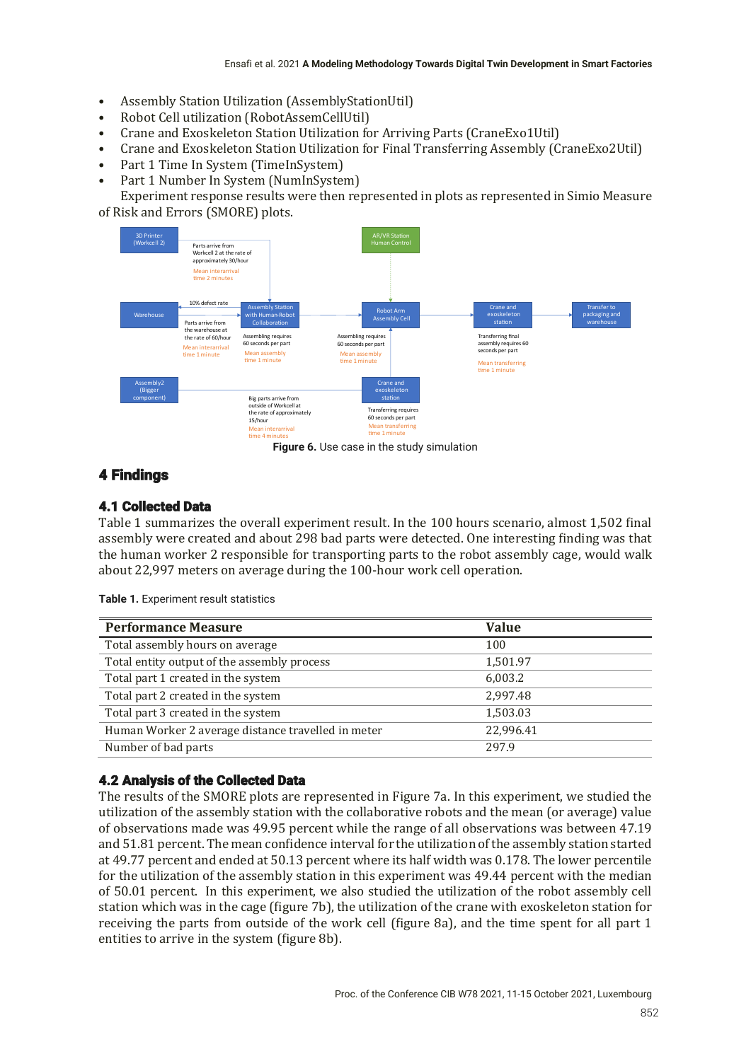- Assembly Station Utilization (AssemblyStationUtil)
- Robot Cell utilization (RobotAssemCellUtil)
- Crane and Exoskeleton Station Utilization for Arriving Parts (CraneExo1Util)
- Crane and Exoskeleton Station Utilization for Final Transferring Assembly (CraneExo2Util)
- Part 1 Time In System (TimeInSystem)
- Part 1 Number In System (NumInSystem)

Experiment response results were then represented in plots as represented in Simio Measure of Risk and Errors (SMORE) plots.

3D Printer (Workcell 2) | Parts arrive from Workcell 2 at the rate of approximately 30/hour | Mean interarrival time 2 minutes | AR/VR Station Human Control | Warehouse | 10% defect rate | Parts arrive from the warehouse at the rate of 60/hour | Mean interarrival time 1 minute | Assembly Station with Human-Robot Collaboration | Assembling requires 60 seconds per part | Mean assembly time 1 minute | Robot Arm Assembly Cell | Assembling requires 60 seconds per part | Mean assembly time 1 minute | Crane and exoskeleton station | Transferring final assembly requires 60 seconds per part | Mean transferring time 1 minute | Transfer to packaging and warehouse | Assembly2 (Bigger component) | Big parts arrive from outside of Workcell at the rate of approximately 15/hour | Mean interarrival time 4 minutes | Crane and exoskeleton station | Transferring requires 60 seconds per part | Mean transferring time 1 minute

**Figure 6.** Use case in the study simulation

## 4 Findings

### 4.1 Collected Data

Table 1 summarizes the overall experiment result. In the 100 hours scenario, almost 1,502 final assembly were created and about 298 bad parts were detected. One interesting finding was that the human worker 2 responsible for transporting parts to the robot assembly cage, would walk about 22,997 meters on average during the 100-hour work cell operation.

**Table 1.** Experiment result statistics

| Performance Measure | Value |
|---|---|
| Total assembly hours on average | 100 |
| Total entity output of the assembly process | 1,501.97 |
| Total part 1 created in the system | 6,003.2 |
| Total part 2 created in the system | 2,997.48 |
| Total part 3 created in the system | 1,503.03 |
| Human Worker 2 average distance travelled in meter | 22,996.41 |
| Number of bad parts | 297.9 |

### 4.2 Analysis of the Collected Data

The results of the SMORE plots are represented in Figure 7a. In this experiment, we studied the utilization of the assembly station with the collaborative robots and the mean (or average) value of observations made was 49.95 percent while the range of all observations was between 47.19 and 51.81 percent. The mean confidence interval for the utilization of the assembly station started at 49.77 percent and ended at 50.13 percent where its half width was 0.178. The lower percentile for the utilization of the assembly station in this experiment was 49.44 percent with the median of 50.01 percent. In this experiment, we also studied the utilization of the robot assembly cell station which was in the cage (figure 7b), the utilization of the crane with exoskeleton station for receiving the parts from outside of the work cell (figure 8a), and the time spent for all part 1 entities to arrive in the system (figure 8b).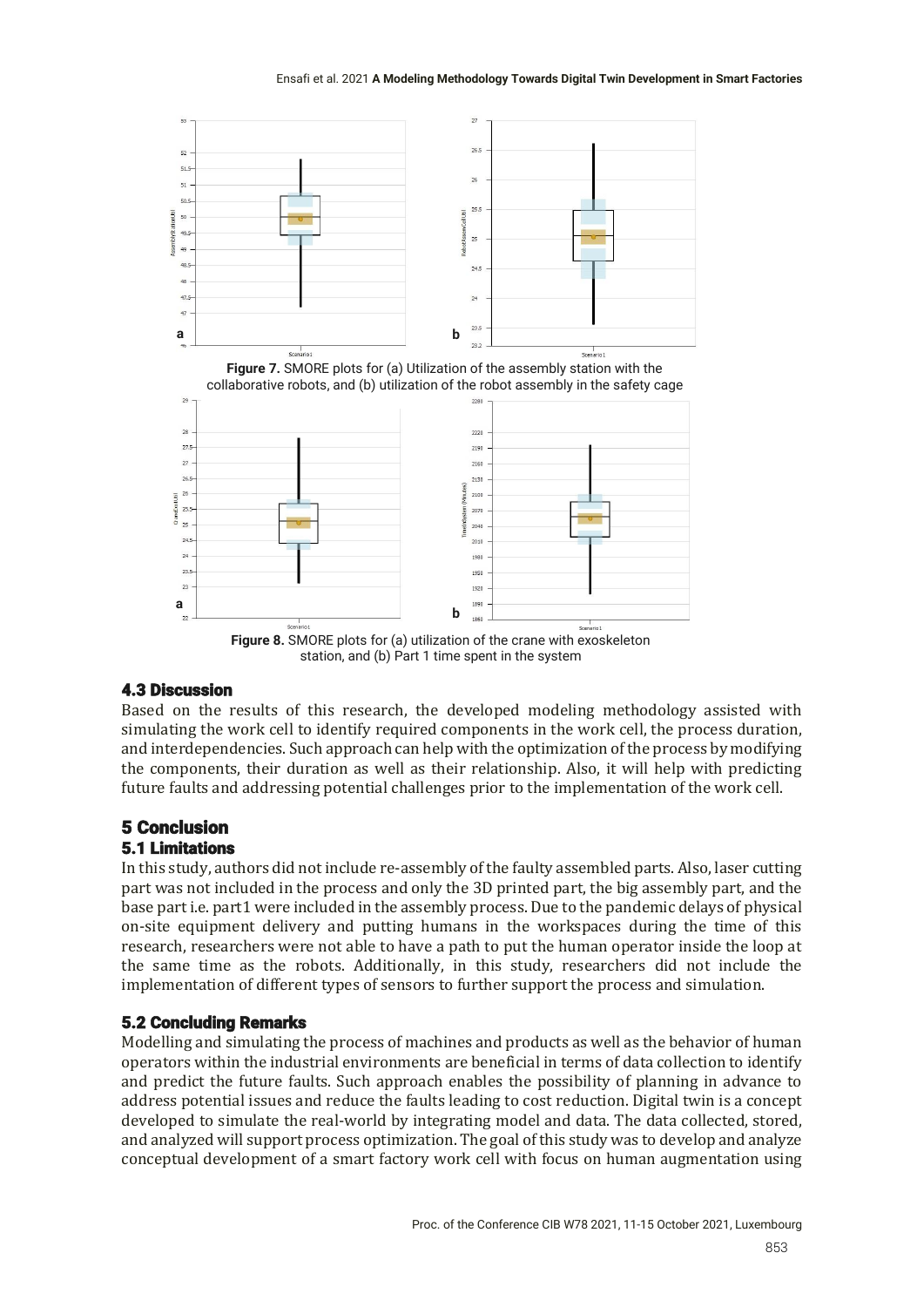**Figure 7.** SMORE plots for (a) Utilization of the assembly station with the collaborative robots, and (b) utilization of the robot assembly in the safety cage

**Figure 8.** SMORE plots for (a) utilization of the crane with exoskeleton station, and (b) Part 1 time spent in the system

### 4.3 Discussion

Based on the results of this research, the developed modeling methodology assisted with simulating the work cell to identify required components in the work cell, the process duration, and interdependencies. Such approach can help with the optimization of the process by modifying the components, their duration as well as their relationship. Also, it will help with predicting future faults and addressing potential challenges prior to the implementation of the work cell.

## 5 Conclusion

### 5.1 Limitations

In this study, authors did not include re-assembly of the faulty assembled parts. Also, laser cutting part was not included in the process and only the 3D printed part, the big assembly part, and the base part i.e. part1 were included in the assembly process. Due to the pandemic delays of physical on-site equipment delivery and putting humans in the workspaces during the time of this research, researchers were not able to have a path to put the human operator inside the loop at the same time as the robots. Additionally, in this study, researchers did not include the implementation of different types of sensors to further support the process and simulation.

### 5.2 Concluding Remarks

Modelling and simulating the process of machines and products as well as the behavior of human operators within the industrial environments are beneficial in terms of data collection to identify and predict the future faults. Such approach enables the possibility of planning in advance to address potential issues and reduce the faults leading to cost reduction. Digital twin is a concept developed to simulate the real-world by integrating model and data. The data collected, stored, and analyzed will support process optimization. The goal of this study was to develop and analyze conceptual development of a smart factory work cell with focus on human augmentation using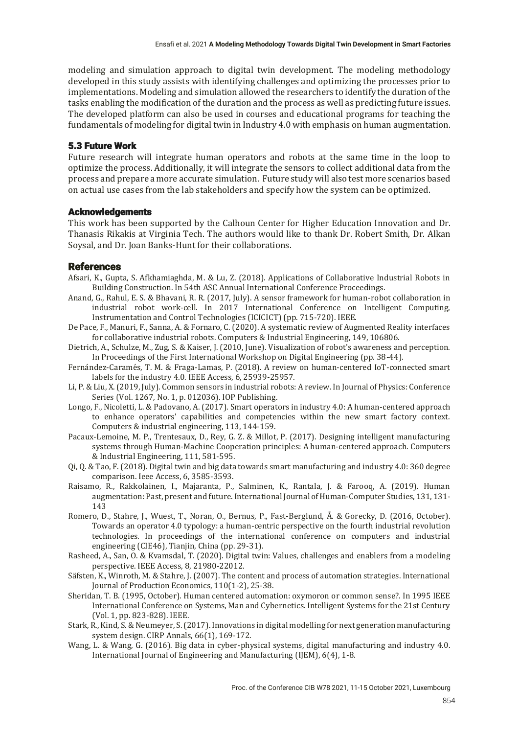modeling and simulation approach to digital twin development. The modeling methodology developed in this study assists with identifying challenges and optimizing the processes prior to implementations. Modeling and simulation allowed the researchers to identify the duration of the tasks enabling the modification of the duration and the process as well as predicting future issues. The developed platform can also be used in courses and educational programs for teaching the fundamentals of modeling for digital twin in Industry 4.0 with emphasis on human augmentation.

### 5.3 Future Work

Future research will integrate human operators and robots at the same time in the loop to optimize the process. Additionally, it will integrate the sensors to collect additional data from the process and prepare a more accurate simulation. Future study will also test more scenarios based on actual use cases from the lab stakeholders and specify how the system can be optimized.

## Acknowledgements

This work has been supported by the Calhoun Center for Higher Education Innovation and Dr. Thanasis Rikakis at Virginia Tech. The authors would like to thank Dr. Robert Smith, Dr. Alkan Soysal, and Dr. Joan Banks-Hunt for their collaborations.

## References

Afsari, K., Gupta, S. Afkhamiaghda, M. & Lu, Z. (2018). Applications of Collaborative Industrial Robots in Building Construction. In 54th ASC Annual International Conference Proceedings.

Anand, G., Rahul, E. S. & Bhavani, R. R. (2017, July). A sensor framework for human-robot collaboration in industrial robot work-cell. In 2017 International Conference on Intelligent Computing, Instrumentation and Control Technologies (ICICICT) (pp. 715-720). IEEE.

De Pace, F., Manuri, F., Sanna, A. & Fornaro, C. (2020). A systematic review of Augmented Reality interfaces for collaborative industrial robots. Computers & Industrial Engineering, 149, 106806.

Dietrich, A., Schulze, M., Zug, S. & Kaiser, J. (2010, June). Visualization of robot's awareness and perception. In Proceedings of the First International Workshop on Digital Engineering (pp. 38-44).

Fernández-Caramés, T. M. & Fraga-Lamas, P. (2018). A review on human-centered IoT-connected smart labels for the industry 4.0. IEEE Access, 6, 25939-25957.

Li, P. & Liu, X. (2019, July). Common sensors in industrial robots: A review. In Journal of Physics: Conference Series (Vol. 1267, No. 1, p. 012036). IOP Publishing.

Longo, F., Nicoletti, L. & Padovano, A. (2017). Smart operators in industry 4.0: A human-centered approach to enhance operators' capabilities and competencies within the new smart factory context. Computers & industrial engineering, 113, 144-159.

Pacaux-Lemoine, M. P., Trentesaux, D., Rey, G. Z. & Millot, P. (2017). Designing intelligent manufacturing systems through Human-Machine Cooperation principles: A human-centered approach. Computers & Industrial Engineering, 111, 581-595.

Qi, Q. & Tao, F. (2018). Digital twin and big data towards smart manufacturing and industry 4.0: 360 degree comparison. Ieee Access, 6, 3585-3593.

Raisamo, R., Rakkolainen, I., Majaranta, P., Salminen, K., Rantala, J. & Farooq, A. (2019). Human augmentation: Past, present and future. International Journal of Human-Computer Studies, 131, 131-143

Romero, D., Stahre, J., Wuest, T., Noran, O., Bernus, P., Fast-Berglund, Å. & Gorecky, D. (2016, October). Towards an operator 4.0 typology: a human-centric perspective on the fourth industrial revolution technologies. In proceedings of the international conference on computers and industrial engineering (CIE46), Tianjin, China (pp. 29-31).

Rasheed, A., San, O. & Kvamsdal, T. (2020). Digital twin: Values, challenges and enablers from a modeling perspective. IEEE Access, 8, 21980-22012.

Säfsten, K., Winroth, M. & Stahre, J. (2007). The content and process of automation strategies. International Journal of Production Economics, 110(1-2), 25-38.

Sheridan, T. B. (1995, October). Human centered automation: oxymoron or common sense?. In 1995 IEEE International Conference on Systems, Man and Cybernetics. Intelligent Systems for the 21st Century (Vol. 1, pp. 823-828). IEEE.

Stark, R., Kind, S. & Neumeyer, S. (2017). Innovations in digital modelling for next generation manufacturing system design. CIRP Annals, 66(1), 169-172.

Wang, L. & Wang, G. (2016). Big data in cyber-physical systems, digital manufacturing and industry 4.0. International Journal of Engineering and Manufacturing (IJEM), 6(4), 1-8.